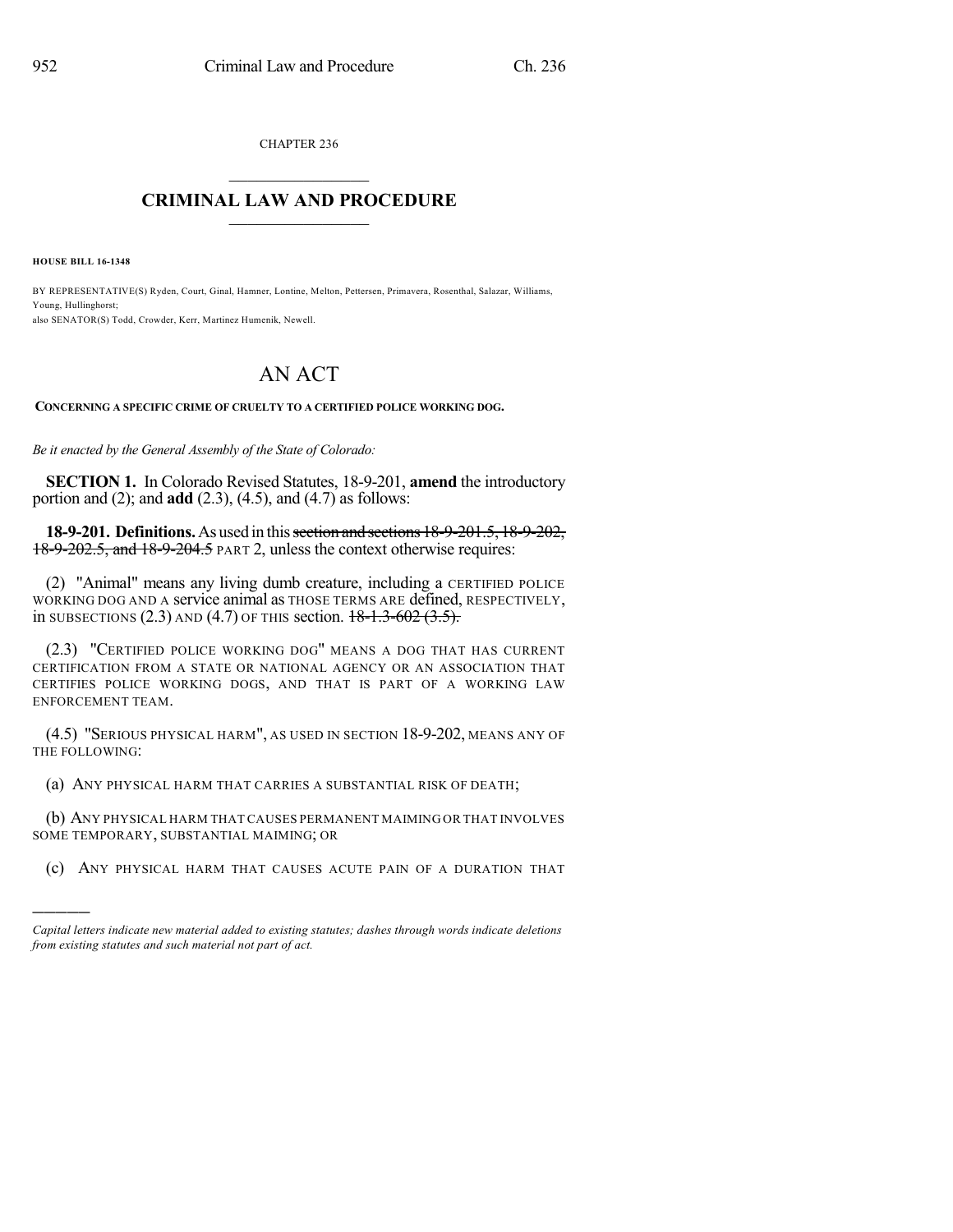CHAPTER 236

# CRIMINAL LAW AND PROCEDURE

**HOUSE BILL 16-1348**

BY REPRESENTATIVE(S) Ryden, Court, Ginal, Hamner, Lontine, Melton, Pettersen, Primavera, Rosenthal, Salazar, Williams, Young, Hullinghorst;
also SENATOR(S) Todd, Crowder, Kerr, Martinez Humenik, Newell.

# AN ACT

**CONCERNING A SPECIFIC CRIME OF CRUELTY TO A CERTIFIED POLICE WORKING DOG.**

*Be it enacted by the General Assembly of the State of Colorado:*

**SECTION 1.** In Colorado Revised Statutes, 18-9-201, **amend** the introductory portion and (2); and **add** (2.3), (4.5), and (4.7) as follows:

**18-9-201. Definitions.** As used in this ~~section and sections 18-9-201.5, 18-9-202, 18-9-202.5, and 18-9-204.5~~ PART 2, unless the context otherwise requires:

(2) "Animal" means any living dumb creature, including a CERTIFIED POLICE WORKING DOG AND A service animal as THOSE TERMS ARE defined, RESPECTIVELY, in SUBSECTIONS (2.3) AND (4.7) OF THIS section. ~~18-1.3-602 (3.5).~~

(2.3) "CERTIFIED POLICE WORKING DOG" MEANS A DOG THAT HAS CURRENT CERTIFICATION FROM A STATE OR NATIONAL AGENCY OR AN ASSOCIATION THAT CERTIFIES POLICE WORKING DOGS, AND THAT IS PART OF A WORKING LAW ENFORCEMENT TEAM.

(4.5) "SERIOUS PHYSICAL HARM", AS USED IN SECTION 18-9-202, MEANS ANY OF THE FOLLOWING:

(a) ANY PHYSICAL HARM THAT CARRIES A SUBSTANTIAL RISK OF DEATH;

(b) ANY PHYSICAL HARM THAT CAUSES PERMANENT MAIMING OR THAT INVOLVES SOME TEMPORARY, SUBSTANTIAL MAIMING; OR

(c) ANY PHYSICAL HARM THAT CAUSES ACUTE PAIN OF A DURATION THAT

---

*Capital letters indicate new material added to existing statutes; dashes through words indicate deletions from existing statutes and such material not part of act.*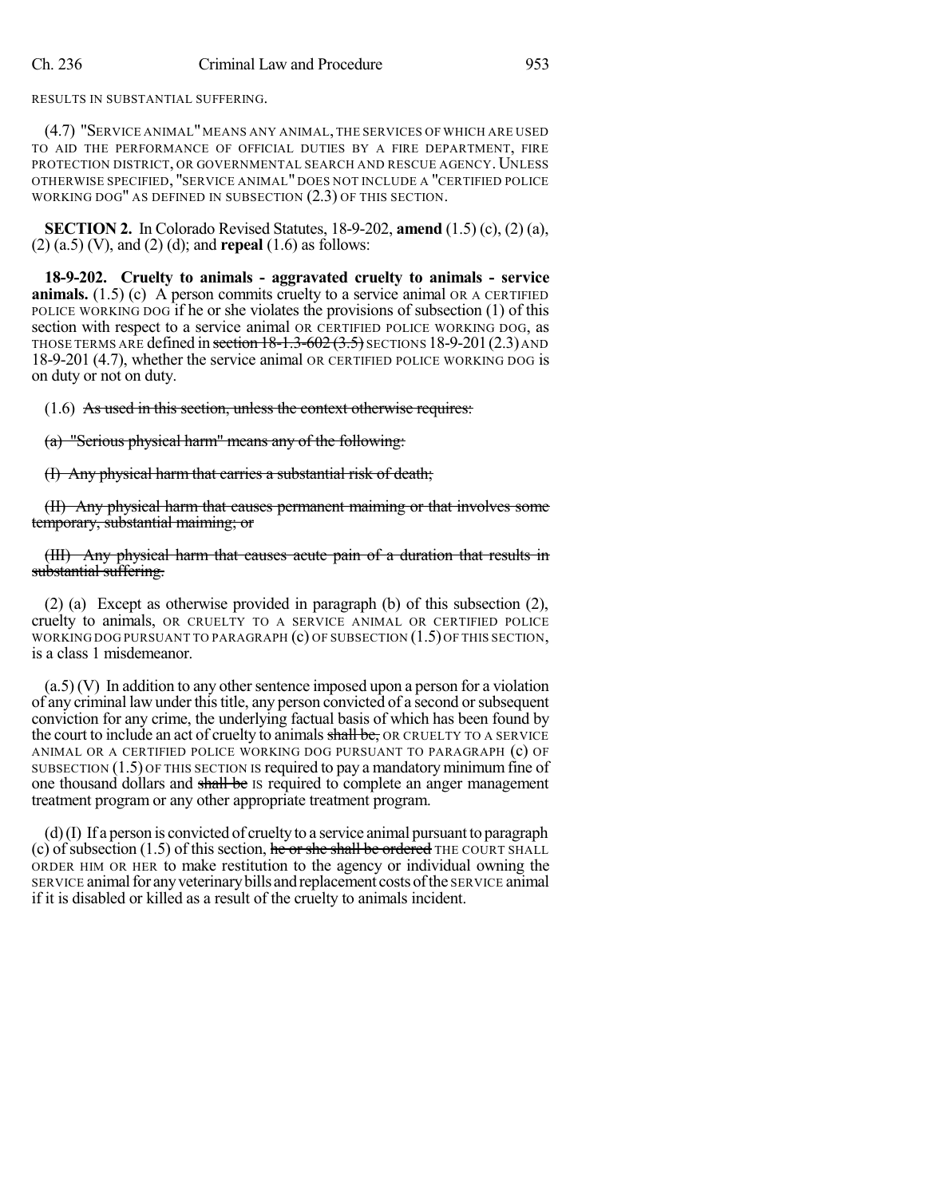RESULTS IN SUBSTANTIAL SUFFERING.

(4.7) "SERVICE ANIMAL" MEANS ANY ANIMAL, THE SERVICES OF WHICH ARE USED TO AID THE PERFORMANCE OF OFFICIAL DUTIES BY A FIRE DEPARTMENT, FIRE PROTECTION DISTRICT, OR GOVERNMENTAL SEARCH AND RESCUE AGENCY. UNLESS OTHERWISE SPECIFIED, "SERVICE ANIMAL" DOES NOT INCLUDE A "CERTIFIED POLICE WORKING DOG" AS DEFINED IN SUBSECTION (2.3) OF THIS SECTION.

**SECTION 2.** In Colorado Revised Statutes, 18-9-202, **amend** (1.5) (c), (2) (a), (2) (a.5) (V), and (2) (d); and **repeal** (1.6) as follows:

**18-9-202. Cruelty to animals - aggravated cruelty to animals - service animals.** (1.5) (c) A person commits cruelty to a service animal OR A CERTIFIED POLICE WORKING DOG if he or she violates the provisions of subsection (1) of this section with respect to a service animal OR CERTIFIED POLICE WORKING DOG, as THOSE TERMS ARE defined in ~~section 18-1.3-602 (3.5)~~ SECTIONS 18-9-201 (2.3) AND 18-9-201 (4.7), whether the service animal OR CERTIFIED POLICE WORKING DOG is on duty or not on duty.

(1.6) ~~As used in this section, unless the context otherwise requires:~~

~~(a) "Serious physical harm" means any of the following:~~

~~(I) Any physical harm that carries a substantial risk of death;~~

~~(II) Any physical harm that causes permanent maiming or that involves some temporary, substantial maiming; or~~

~~(III) Any physical harm that causes acute pain of a duration that results in substantial suffering.~~

(2) (a) Except as otherwise provided in paragraph (b) of this subsection (2), cruelty to animals, OR CRUELTY TO A SERVICE ANIMAL OR CERTIFIED POLICE WORKING DOG PURSUANT TO PARAGRAPH (c) OF SUBSECTION (1.5) OF THIS SECTION, is a class 1 misdemeanor.

(a.5) (V) In addition to any other sentence imposed upon a person for a violation of any criminal law under this title, any person convicted of a second or subsequent conviction for any crime, the underlying factual basis of which has been found by the court to include an act of cruelty to animals ~~shall be,~~ OR CRUELTY TO A SERVICE ANIMAL OR A CERTIFIED POLICE WORKING DOG PURSUANT TO PARAGRAPH (c) OF SUBSECTION (1.5) OF THIS SECTION IS required to pay a mandatory minimum fine of one thousand dollars and ~~shall be~~ IS required to complete an anger management treatment program or any other appropriate treatment program.

(d) (I) If a person is convicted of cruelty to a service animal pursuant to paragraph (c) of subsection (1.5) of this section, ~~he or she shall be ordered~~ THE COURT SHALL ORDER HIM OR HER to make restitution to the agency or individual owning the SERVICE animal for any veterinary bills and replacement costs of the SERVICE animal if it is disabled or killed as a result of the cruelty to animals incident.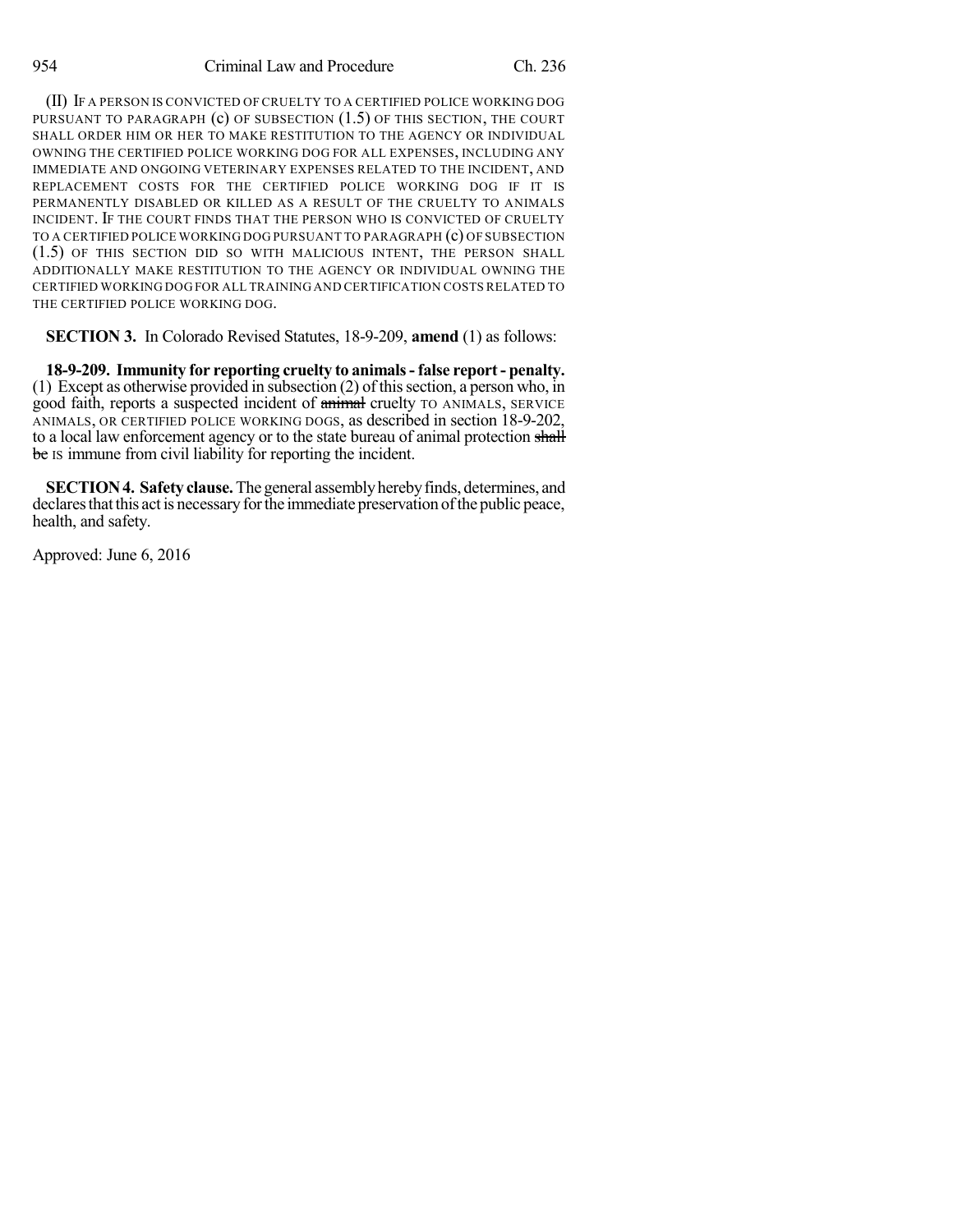(II) IF A PERSON IS CONVICTED OF CRUELTY TO A CERTIFIED POLICE WORKING DOG PURSUANT TO PARAGRAPH (c) OF SUBSECTION (1.5) OF THIS SECTION, THE COURT SHALL ORDER HIM OR HER TO MAKE RESTITUTION TO THE AGENCY OR INDIVIDUAL OWNING THE CERTIFIED POLICE WORKING DOG FOR ALL EXPENSES, INCLUDING ANY IMMEDIATE AND ONGOING VETERINARY EXPENSES RELATED TO THE INCIDENT, AND REPLACEMENT COSTS FOR THE CERTIFIED POLICE WORKING DOG IF IT IS PERMANENTLY DISABLED OR KILLED AS A RESULT OF THE CRUELTY TO ANIMALS INCIDENT. IF THE COURT FINDS THAT THE PERSON WHO IS CONVICTED OF CRUELTY TO A CERTIFIED POLICE WORKING DOG PURSUANT TO PARAGRAPH (c) OF SUBSECTION (1.5) OF THIS SECTION DID SO WITH MALICIOUS INTENT, THE PERSON SHALL ADDITIONALLY MAKE RESTITUTION TO THE AGENCY OR INDIVIDUAL OWNING THE CERTIFIED WORKING DOG FOR ALL TRAINING AND CERTIFICATION COSTS RELATED TO THE CERTIFIED POLICE WORKING DOG.

**SECTION 3.** In Colorado Revised Statutes, 18-9-209, **amend** (1) as follows:

**18-9-209. Immunity for reporting cruelty to animals - false report - penalty.** (1) Except as otherwise provided in subsection (2) of this section, a person who, in good faith, reports a suspected incident of ~~animal~~ cruelty TO ANIMALS, SERVICE ANIMALS, OR CERTIFIED POLICE WORKING DOGS, as described in section 18-9-202, to a local law enforcement agency or to the state bureau of animal protection ~~shall be~~ IS immune from civil liability for reporting the incident.

**SECTION 4. Safety clause.** The general assembly hereby finds, determines, and declares that this act is necessary for the immediate preservation of the public peace, health, and safety.

Approved: June 6, 2016